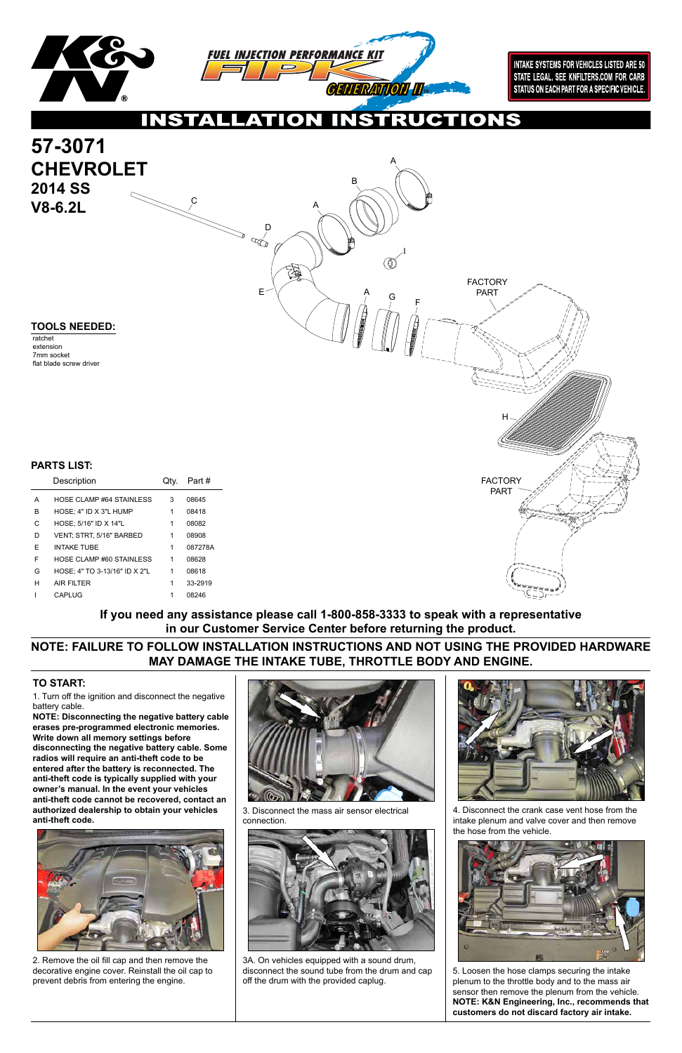INTAKE SYSTEMS FOR VEHICLES LISTED ARE 50 STATE LEGAL. SEE KNFILTERS.COM FOR CARB STATUS ON EACH PART FOR A SPECIFIC VEHICLE.

# INSTALLATION INSTRUCTIONS

## 57-3071
## CHEVROLET
### 2014 SS
### V8-6.2L

### TOOLS NEEDED:

ratchet
extension
7mm socket
flat blade screw driver

### PARTS LIST:

| | Description | Qty. | Part # |
|---|---|---|---|
| A | HOSE CLAMP #64 STAINLESS | 3 | 08645 |
| B | HOSE; 4" ID X 3"L HUMP | 1 | 08418 |
| C | HOSE; 5/16" ID X 14"L | 1 | 08082 |
| D | VENT; STRT, 5/16" BARBED | 1 | 08908 |
| E | INTAKE TUBE | 1 | 087278A |
| F | HOSE CLAMP #60 STAINLESS | 1 | 08628 |
| G | HOSE; 4" TO 3-13/16" ID X 2"L | 1 | 08618 |
| H | AIR FILTER | 1 | 33-2919 |
| I | CAPLUG | 1 | 08246 |

**If you need any assistance please call 1-800-858-3333 to speak with a representative in our Customer Service Center before returning the product.**

**NOTE: FAILURE TO FOLLOW INSTALLATION INSTRUCTIONS AND NOT USING THE PROVIDED HARDWARE MAY DAMAGE THE INTAKE TUBE, THROTTLE BODY AND ENGINE.**

### TO START:

1. Turn off the ignition and disconnect the negative battery cable.
**NOTE: Disconnecting the negative battery cable erases pre-programmed electronic memories. Write down all memory settings before disconnecting the negative battery cable. Some radios will require an anti-theft code to be entered after the battery is reconnected. The anti-theft code is typically supplied with your owner's manual. In the event your vehicles anti-theft code cannot be recovered, contact an authorized dealership to obtain your vehicles anti-theft code.**

2. Remove the oil fill cap and then remove the decorative engine cover. Reinstall the oil cap to prevent debris from entering the engine.

3. Disconnect the mass air sensor electrical connection.

3A. On vehicles equipped with a sound drum, disconnect the sound tube from the drum and cap off the drum with the provided caplug.

4. Disconnect the crank case vent hose from the intake plenum and valve cover and then remove the hose from the vehicle.

5. Loosen the hose clamps securing the intake plenum to the throttle body and to the mass air sensor then remove the plenum from the vehicle.
**NOTE: K&N Engineering, Inc., recommends that customers do not discard factory air intake.**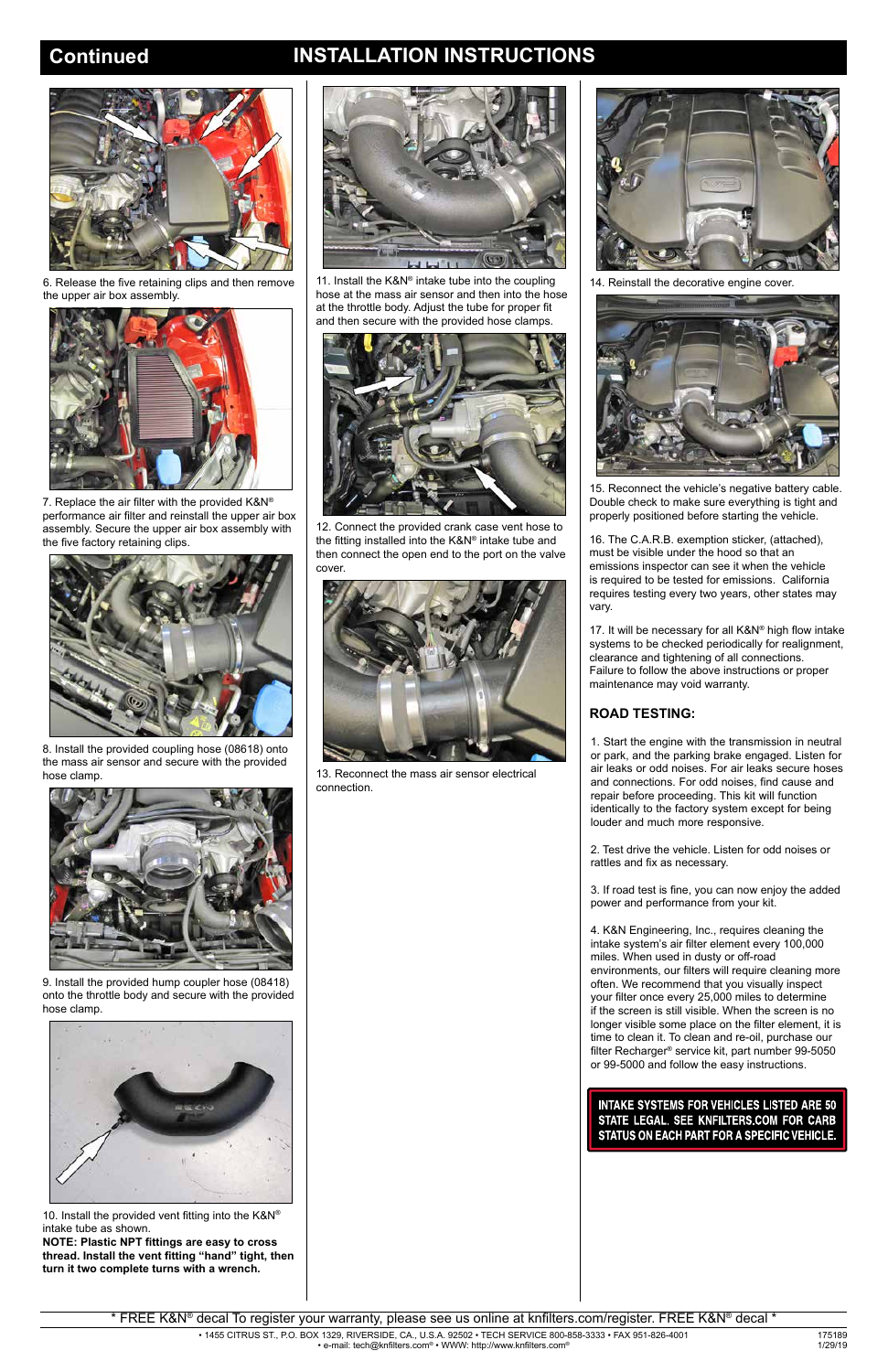## Continued

# INSTALLATION INSTRUCTIONS

6. Release the five retaining clips and then remove the upper air box assembly.

7. Replace the air filter with the provided K&N® performance air filter and reinstall the upper air box assembly. Secure the upper air box assembly with the five factory retaining clips.

8. Install the provided coupling hose (08618) onto the mass air sensor and secure with the provided hose clamp.

9. Install the provided hump coupler hose (08418) onto the throttle body and secure with the provided hose clamp.

10. Install the provided vent fitting into the K&N® intake tube as shown.
**NOTE: Plastic NPT fittings are easy to cross thread. Install the vent fitting "hand" tight, then turn it two complete turns with a wrench.**

11. Install the K&N® intake tube into the coupling hose at the mass air sensor and then into the hose at the throttle body. Adjust the tube for proper fit and then secure with the provided hose clamps.

12. Connect the provided crank case vent hose to the fitting installed into the K&N® intake tube and then connect the open end to the port on the valve cover.

13. Reconnect the mass air sensor electrical connection.

14. Reinstall the decorative engine cover.

15. Reconnect the vehicle's negative battery cable. Double check to make sure everything is tight and properly positioned before starting the vehicle.

16. The C.A.R.B. exemption sticker, (attached), must be visible under the hood so that an emissions inspector can see it when the vehicle is required to be tested for emissions. California requires testing every two years, other states may vary.

17. It will be necessary for all K&N® high flow intake systems to be checked periodically for realignment, clearance and tightening of all connections. Failure to follow the above instructions or proper maintenance may void warranty.

### ROAD TESTING:

1. Start the engine with the transmission in neutral or park, and the parking brake engaged. Listen for air leaks or odd noises. For air leaks secure hoses and connections. For odd noises, find cause and repair before proceeding. This kit will function identically to the factory system except for being louder and much more responsive.

2. Test drive the vehicle. Listen for odd noises or rattles and fix as necessary.

3. If road test is fine, you can now enjoy the added power and performance from your kit.

4. K&N Engineering, Inc., requires cleaning the intake system's air filter element every 100,000 miles. When used in dusty or off-road environments, our filters will require cleaning more often. We recommend that you visually inspect your filter once every 25,000 miles to determine if the screen is still visible. When the screen is no longer visible some place on the filter element, it is time to clean it. To clean and re-oil, purchase our filter Recharger® service kit, part number 99-5050 or 99-5000 and follow the easy instructions.

**INTAKE SYSTEMS FOR VEHICLES LISTED ARE 50 STATE LEGAL. SEE KNFILTERS.COM FOR CARB STATUS ON EACH PART FOR A SPECIFIC VEHICLE.**

\* FREE K&N® decal To register your warranty, please see us online at knfilters.com/register. FREE K&N® decal \*

• 1455 CITRUS ST., P.O. BOX 1329, RIVERSIDE, CA., U.S.A. 92502 • TECH SERVICE 800-858-3333 • FAX 951-826-4001
• e-mail: tech@knfilters.com® • WWW: http://www.knfilters.com®

175189
1/29/19